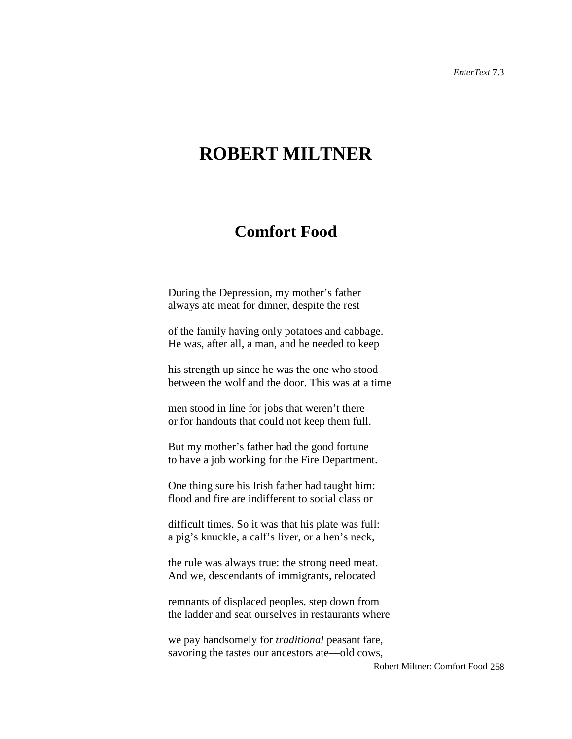# ROBERT MILTNER

## Comfort Food

During the Depression, my mother's father  
always ate meat for dinner, despite the rest

of the family having only potatoes and cabbage.  
He was, after all, a man, and he needed to keep

his strength up since he was the one who stood  
between the wolf and the door. This was at a time

men stood in line for jobs that weren't there  
or for handouts that could not keep them full.

But my mother's father had the good fortune  
to have a job working for the Fire Department.

One thing sure his Irish father had taught him:  
flood and fire are indifferent to social class or

difficult times. So it was that his plate was full:  
a pig's knuckle, a calf's liver, or a hen's neck,

the rule was always true: the strong need meat.  
And we, descendants of immigrants, relocated

remnants of displaced peoples, step down from  
the ladder and seat ourselves in restaurants where

we pay handsomely for *traditional* peasant fare,  
savoring the tastes our ancestors ate—old cows,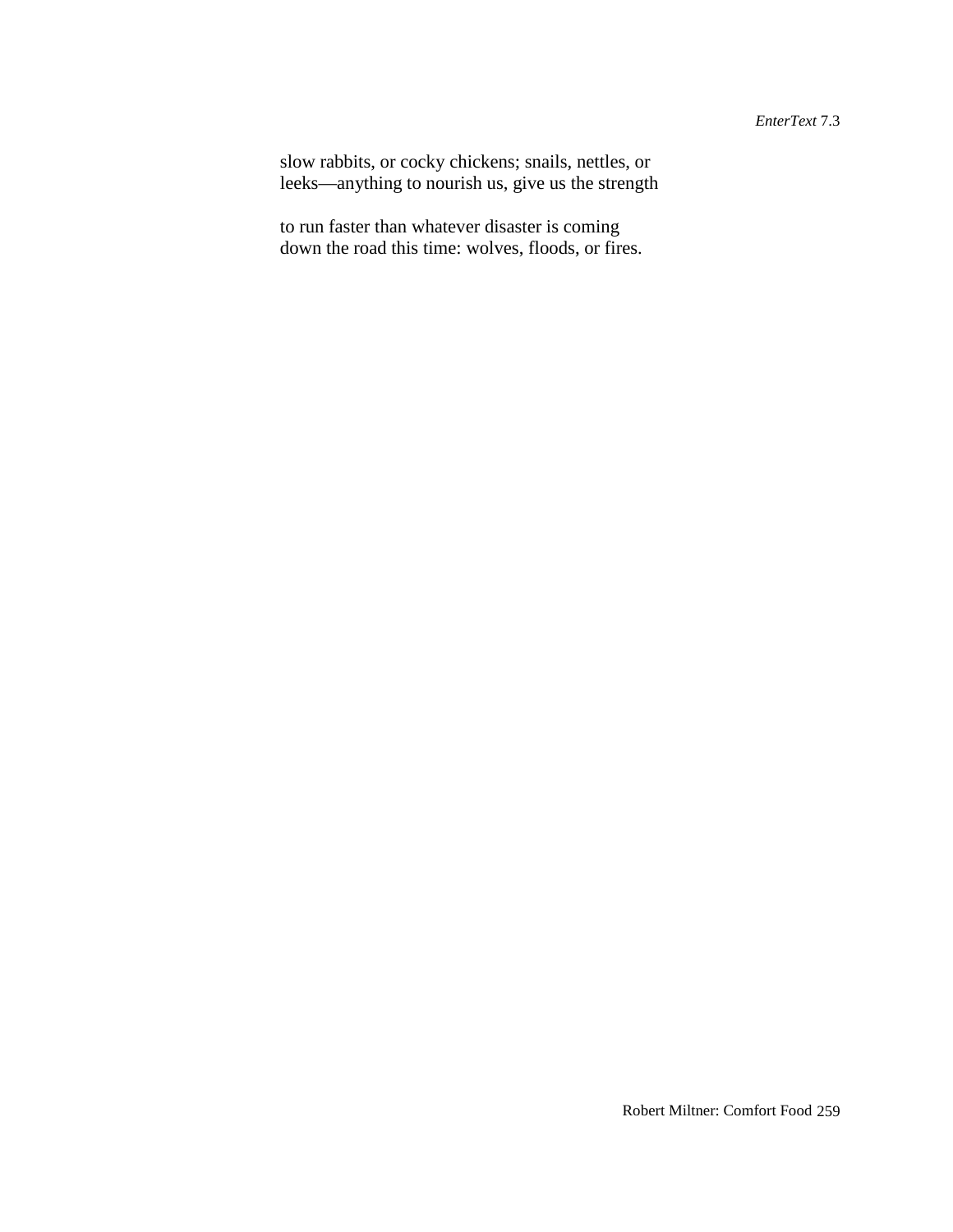slow rabbits, or cocky chickens; snails, nettles, or
leeks—anything to nourish us, give us the strength

to run faster than whatever disaster is coming
down the road this time: wolves, floods, or fires.